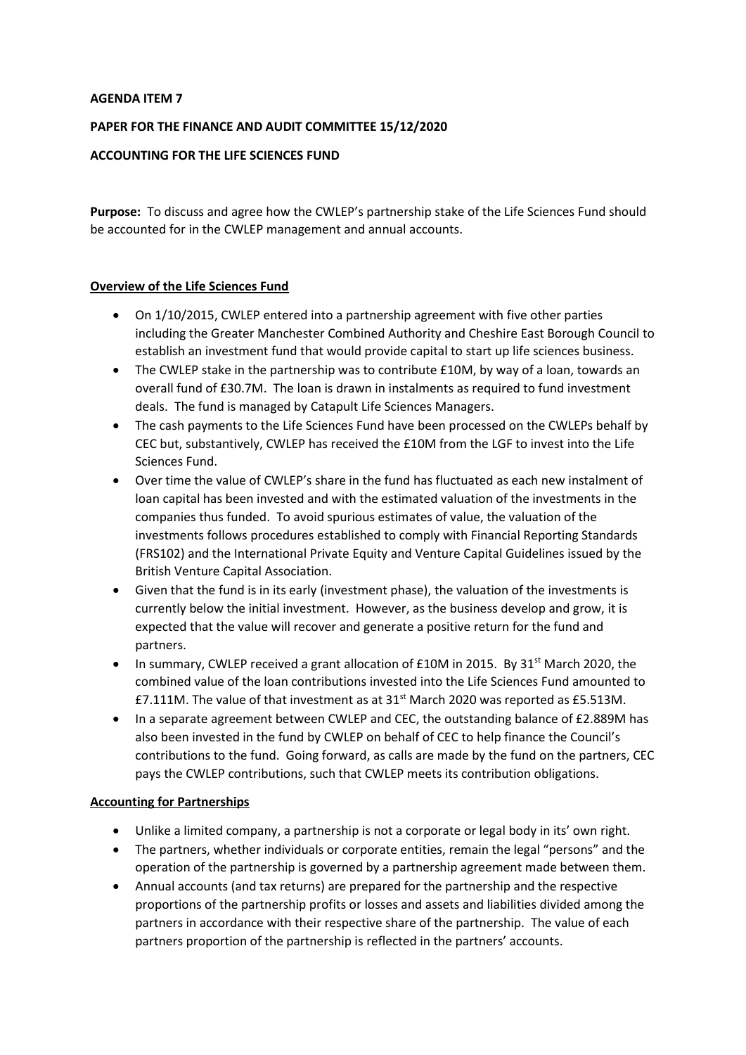**AGENDA ITEM 7**

**PAPER FOR THE FINANCE AND AUDIT COMMITTEE 15/12/2020**

**ACCOUNTING FOR THE LIFE SCIENCES FUND**

**Purpose:** To discuss and agree how the CWLEP's partnership stake of the Life Sciences Fund should be accounted for in the CWLEP management and annual accounts.

## Overview of the Life Sciences Fund

- On 1/10/2015, CWLEP entered into a partnership agreement with five other parties including the Greater Manchester Combined Authority and Cheshire East Borough Council to establish an investment fund that would provide capital to start up life sciences business.
- The CWLEP stake in the partnership was to contribute £10M, by way of a loan, towards an overall fund of £30.7M. The loan is drawn in instalments as required to fund investment deals. The fund is managed by Catapult Life Sciences Managers.
- The cash payments to the Life Sciences Fund have been processed on the CWLEPs behalf by CEC but, substantively, CWLEP has received the £10M from the LGF to invest into the Life Sciences Fund.
- Over time the value of CWLEP's share in the fund has fluctuated as each new instalment of loan capital has been invested and with the estimated valuation of the investments in the companies thus funded. To avoid spurious estimates of value, the valuation of the investments follows procedures established to comply with Financial Reporting Standards (FRS102) and the International Private Equity and Venture Capital Guidelines issued by the British Venture Capital Association.
- Given that the fund is in its early (investment phase), the valuation of the investments is currently below the initial investment. However, as the business develop and grow, it is expected that the value will recover and generate a positive return for the fund and partners.
- In summary, CWLEP received a grant allocation of £10M in 2015. By 31st March 2020, the combined value of the loan contributions invested into the Life Sciences Fund amounted to £7.111M. The value of that investment as at 31st March 2020 was reported as £5.513M.
- In a separate agreement between CWLEP and CEC, the outstanding balance of £2.889M has also been invested in the fund by CWLEP on behalf of CEC to help finance the Council's contributions to the fund. Going forward, as calls are made by the fund on the partners, CEC pays the CWLEP contributions, such that CWLEP meets its contribution obligations.

## Accounting for Partnerships

- Unlike a limited company, a partnership is not a corporate or legal body in its' own right.
- The partners, whether individuals or corporate entities, remain the legal "persons" and the operation of the partnership is governed by a partnership agreement made between them.
- Annual accounts (and tax returns) are prepared for the partnership and the respective proportions of the partnership profits or losses and assets and liabilities divided among the partners in accordance with their respective share of the partnership. The value of each partners proportion of the partnership is reflected in the partners' accounts.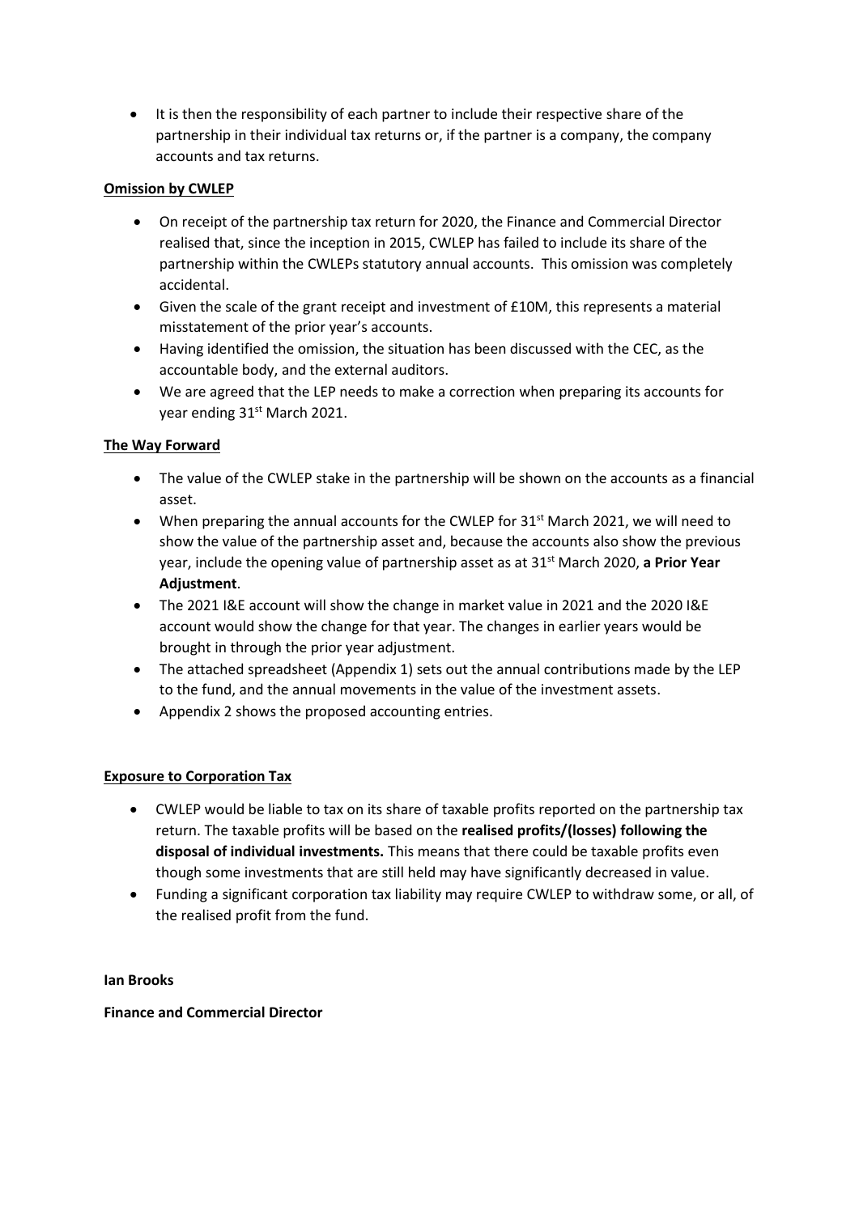- It is then the responsibility of each partner to include their respective share of the partnership in their individual tax returns or, if the partner is a company, the company accounts and tax returns.

**Omission by CWLEP**

- On receipt of the partnership tax return for 2020, the Finance and Commercial Director realised that, since the inception in 2015, CWLEP has failed to include its share of the partnership within the CWLEPs statutory annual accounts. This omission was completely accidental.
- Given the scale of the grant receipt and investment of £10M, this represents a material misstatement of the prior year's accounts.
- Having identified the omission, the situation has been discussed with the CEC, as the accountable body, and the external auditors.
- We are agreed that the LEP needs to make a correction when preparing its accounts for year ending 31st March 2021.

**The Way Forward**

- The value of the CWLEP stake in the partnership will be shown on the accounts as a financial asset.
- When preparing the annual accounts for the CWLEP for 31st March 2021, we will need to show the value of the partnership asset and, because the accounts also show the previous year, include the opening value of partnership asset as at 31st March 2020, **a Prior Year Adjustment**.
- The 2021 I&E account will show the change in market value in 2021 and the 2020 I&E account would show the change for that year. The changes in earlier years would be brought in through the prior year adjustment.
- The attached spreadsheet (Appendix 1) sets out the annual contributions made by the LEP to the fund, and the annual movements in the value of the investment assets.
- Appendix 2 shows the proposed accounting entries.

**Exposure to Corporation Tax**

- CWLEP would be liable to tax on its share of taxable profits reported on the partnership tax return. The taxable profits will be based on the **realised profits/(losses) following the disposal of individual investments.** This means that there could be taxable profits even though some investments that are still held may have significantly decreased in value.
- Funding a significant corporation tax liability may require CWLEP to withdraw some, or all, of the realised profit from the fund.

**Ian Brooks**

**Finance and Commercial Director**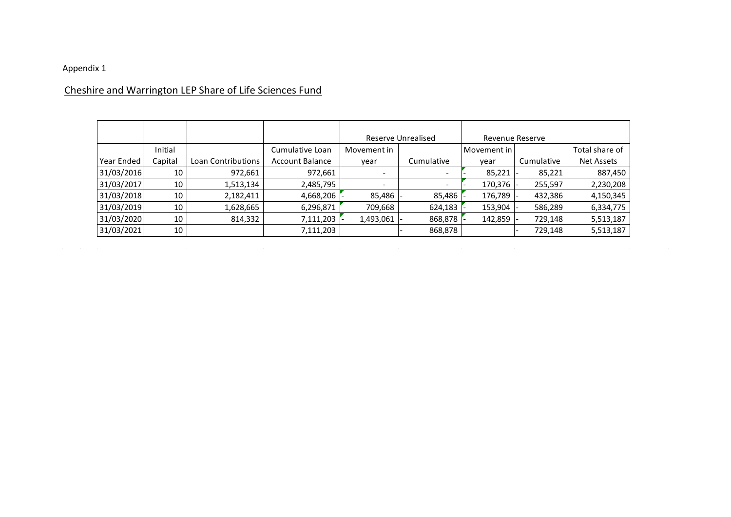Appendix 1

## Cheshire and Warrington LEP Share of Life Sciences Fund

| | | | | Reserve Unrealised | | Revenue Reserve | | |
|---|---|---|---|---|---|---|---|---|
| Year Ended | Initial Capital | Loan Contributions | Cumulative Loan Account Balance | Movement in year | Cumulative | Movement in year | Cumulative | Total share of Net Assets |
| 31/03/2016 | 10 | 972,661 | 972,661 | - | - | -85,221 | -85,221 | 887,450 |
| 31/03/2017 | 10 | 1,513,134 | 2,485,795 | - | - | -170,376 | -255,597 | 2,230,208 |
| 31/03/2018 | 10 | 2,182,411 | 4,668,206 | -85,486 | -85,486 | -176,789 | -432,386 | 4,150,345 |
| 31/03/2019 | 10 | 1,628,665 | 6,296,871 | 709,668 | 624,183 | -153,904 | -586,289 | 6,334,775 |
| 31/03/2020 | 10 | 814,332 | 7,111,203 | -1,493,061 | -868,878 | -142,859 | -729,148 | 5,513,187 |
| 31/03/2021 | 10 | | 7,111,203 | | -868,878 | | -729,148 | 5,513,187 |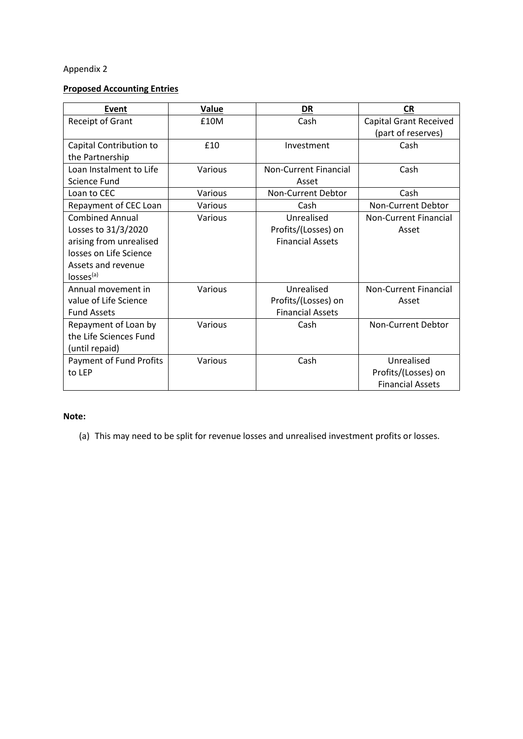Appendix 2

**Proposed Accounting Entries**

| **Event** | **Value** | **DR** | **CR** |
|---|---|---|---|
| Receipt of Grant | £10M | Cash | Capital Grant Received (part of reserves) |
| Capital Contribution to the Partnership | £10 | Investment | Cash |
| Loan Instalment to Life Science Fund | Various | Non-Current Financial Asset | Cash |
| Loan to CEC | Various | Non-Current Debtor | Cash |
| Repayment of CEC Loan | Various | Cash | Non-Current Debtor |
| Combined Annual Losses to 31/3/2020 arising from unrealised losses on Life Science Assets and revenue losses[(a)] | Various | Unrealised Profits/(Losses) on Financial Assets | Non-Current Financial Asset |
| Annual movement in value of Life Science Fund Assets | Various | Unrealised Profits/(Losses) on Financial Assets | Non-Current Financial Asset |
| Repayment of Loan by the Life Sciences Fund (until repaid) | Various | Cash | Non-Current Debtor |
| Payment of Fund Profits to LEP | Various | Cash | Unrealised Profits/(Losses) on Financial Assets |

**Note:**

(a) This may need to be split for revenue losses and unrealised investment profits or losses.